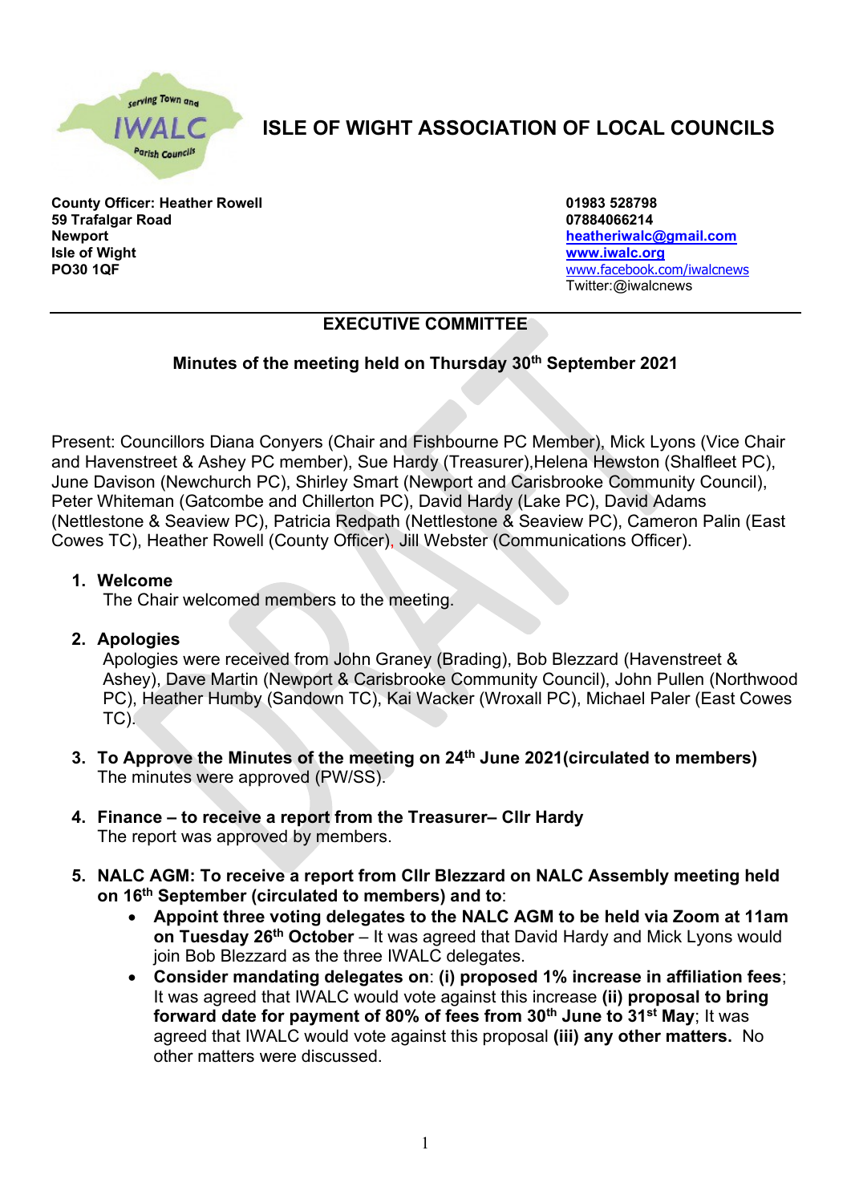# ISLE OF WIGHT ASSOCIATION OF LOCAL COUNCILS

**County Officer: Heather Rowell**
**59 Trafalgar Road**
**Newport**
**Isle of Wight**
**PO30 1QF**

**01983 528798**
**07884066214**
**heatheriwalc@gmail.com**
**www.iwalc.org**
www.facebook.com/iwalcnews
Twitter:@iwalcnews

---

## EXECUTIVE COMMITTEE

### Minutes of the meeting held on Thursday 30th September 2021

Present: Councillors Diana Conyers (Chair and Fishbourne PC Member), Mick Lyons (Vice Chair and Havenstreet & Ashey PC member), Sue Hardy (Treasurer),Helena Hewston (Shalfleet PC), June Davison (Newchurch PC), Shirley Smart (Newport and Carisbrooke Community Council), Peter Whiteman (Gatcombe and Chillerton PC), David Hardy (Lake PC), David Adams (Nettlestone & Seaview PC), Patricia Redpath (Nettlestone & Seaview PC), Cameron Palin (East Cowes TC), Heather Rowell (County Officer), Jill Webster (Communications Officer).

1. **Welcome**
   The Chair welcomed members to the meeting.

2. **Apologies**
   Apologies were received from John Graney (Brading), Bob Blezzard (Havenstreet & Ashey), Dave Martin (Newport & Carisbrooke Community Council), John Pullen (Northwood PC), Heather Humby (Sandown TC), Kai Wacker (Wroxall PC), Michael Paler (East Cowes TC).

3. **To Approve the Minutes of the meeting on 24th June 2021(circulated to members)**
   The minutes were approved (PW/SS).

4. **Finance – to receive a report from the Treasurer– Cllr Hardy**
   The report was approved by members.

5. **NALC AGM: To receive a report from Cllr Blezzard on NALC Assembly meeting held on 16th September (circulated to members) and to**:
   - **Appoint three voting delegates to the NALC AGM to be held via Zoom at 11am on Tuesday 26th October** – It was agreed that David Hardy and Mick Lyons would join Bob Blezzard as the three IWALC delegates.
   - **Consider mandating delegates on**: **(i) proposed 1% increase in affiliation fees**; It was agreed that IWALC would vote against this increase **(ii) proposal to bring forward date for payment of 80% of fees from 30th June to 31st May**; It was agreed that IWALC would vote against this proposal **(iii) any other matters.** No other matters were discussed.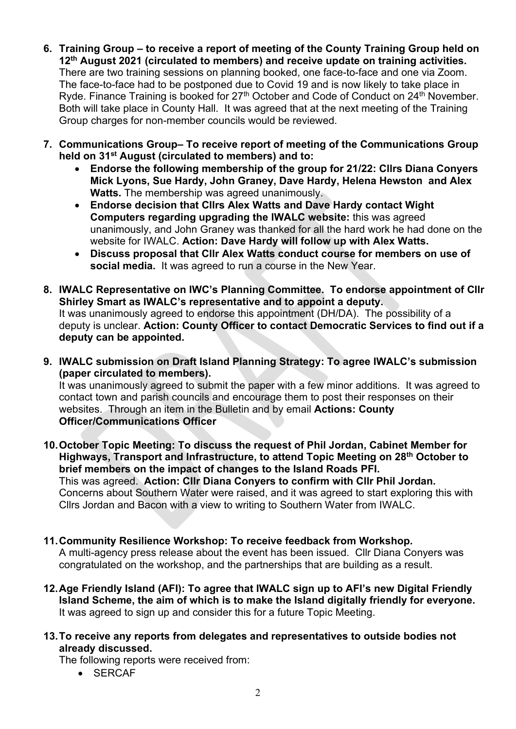6. **Training Group – to receive a report of meeting of the County Training Group held on 12th August 2021 (circulated to members) and receive update on training activities.**
   There are two training sessions on planning booked, one face-to-face and one via Zoom. The face-to-face had to be postponed due to Covid 19 and is now likely to take place in Ryde. Finance Training is booked for 27th October and Code of Conduct on 24th November. Both will take place in County Hall. It was agreed that at the next meeting of the Training Group charges for non-member councils would be reviewed.

7. **Communications Group– To receive report of meeting of the Communications Group held on 31st August (circulated to members) and to:**
   - **Endorse the following membership of the group for 21/22: Cllrs Diana Conyers Mick Lyons, Sue Hardy, John Graney, Dave Hardy, Helena Hewston and Alex Watts.** The membership was agreed unanimously.
   - **Endorse decision that Cllrs Alex Watts and Dave Hardy contact Wight Computers regarding upgrading the IWALC website:** this was agreed unanimously, and John Graney was thanked for all the hard work he had done on the website for IWALC. **Action: Dave Hardy will follow up with Alex Watts.**
   - **Discuss proposal that Cllr Alex Watts conduct course for members on use of social media.** It was agreed to run a course in the New Year.

8. **IWALC Representative on IWC's Planning Committee. To endorse appointment of Cllr Shirley Smart as IWALC's representative and to appoint a deputy.**
   It was unanimously agreed to endorse this appointment (DH/DA). The possibility of a deputy is unclear. **Action: County Officer to contact Democratic Services to find out if a deputy can be appointed.**

9. **IWALC submission on Draft Island Planning Strategy: To agree IWALC's submission (paper circulated to members).**
   It was unanimously agreed to submit the paper with a few minor additions. It was agreed to contact town and parish councils and encourage them to post their responses on their websites. Through an item in the Bulletin and by email **Actions: County Officer/Communications Officer**

10. **October Topic Meeting: To discuss the request of Phil Jordan, Cabinet Member for Highways, Transport and Infrastructure, to attend Topic Meeting on 28th October to brief members on the impact of changes to the Island Roads PFI.**
    This was agreed. **Action: Cllr Diana Conyers to confirm with Cllr Phil Jordan.** Concerns about Southern Water were raised, and it was agreed to start exploring this with Cllrs Jordan and Bacon with a view to writing to Southern Water from IWALC.

11. **Community Resilience Workshop: To receive feedback from Workshop.**
    A multi-agency press release about the event has been issued. Cllr Diana Conyers was congratulated on the workshop, and the partnerships that are building as a result.

12. **Age Friendly Island (AFI): To agree that IWALC sign up to AFI's new Digital Friendly Island Scheme, the aim of which is to make the Island digitally friendly for everyone.**
    It was agreed to sign up and consider this for a future Topic Meeting.

13. **To receive any reports from delegates and representatives to outside bodies not already discussed.**
    The following reports were received from:
    - SERCAF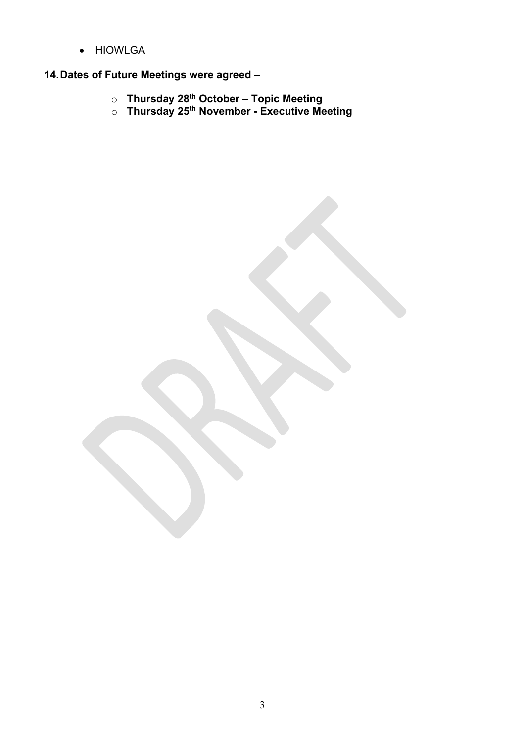- HIOWLGA

**14. Dates of Future Meetings were agreed –**

  - **Thursday 28th October – Topic Meeting**
  - **Thursday 25th November - Executive Meeting**

DRAFT